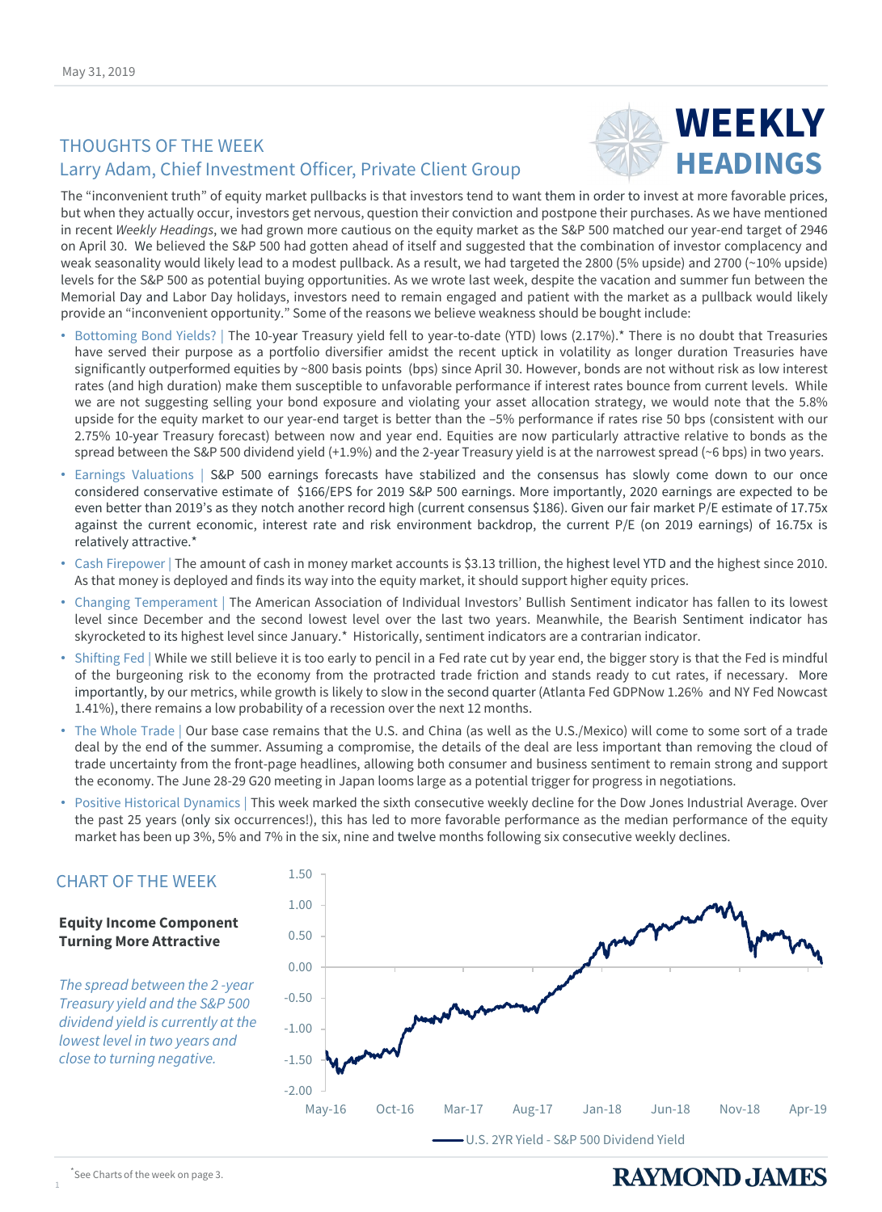May 31, 2019

# WEEKLY HEADINGS

## THOUGHTS OF THE WEEK

### Larry Adam, Chief Investment Officer, Private Client Group

The "inconvenient truth" of equity market pullbacks is that investors tend to want them in order to invest at more favorable prices, but when they actually occur, investors get nervous, question their conviction and postpone their purchases. As we have mentioned in recent *Weekly Headings*, we had grown more cautious on the equity market as the S&P 500 matched our year-end target of 2946 on April 30. We believed the S&P 500 had gotten ahead of itself and suggested that the combination of investor complacency and weak seasonality would likely lead to a modest pullback. As a result, we had targeted the 2800 (5% upside) and 2700 (~10% upside) levels for the S&P 500 as potential buying opportunities. As we wrote last week, despite the vacation and summer fun between the Memorial Day and Labor Day holidays, investors need to remain engaged and patient with the market as a pullback would likely provide an "inconvenient opportunity." Some of the reasons we believe weakness should be bought include:

- Bottoming Bond Yields? | The 10-year Treasury yield fell to year-to-date (YTD) lows (2.17%).* There is no doubt that Treasuries have served their purpose as a portfolio diversifier amidst the recent uptick in volatility as longer duration Treasuries have significantly outperformed equities by ~800 basis points (bps) since April 30. However, bonds are not without risk as low interest rates (and high duration) make them susceptible to unfavorable performance if interest rates bounce from current levels. While we are not suggesting selling your bond exposure and violating your asset allocation strategy, we would note that the 5.8% upside for the equity market to our year-end target is better than the –5% performance if rates rise 50 bps (consistent with our 2.75% 10-year Treasury forecast) between now and year end. Equities are now particularly attractive relative to bonds as the spread between the S&P 500 dividend yield (+1.9%) and the 2-year Treasury yield is at the narrowest spread (~6 bps) in two years.
- Earnings Valuations | S&P 500 earnings forecasts have stabilized and the consensus has slowly come down to our once considered conservative estimate of $166/EPS for 2019 S&P 500 earnings. More importantly, 2020 earnings are expected to be even better than 2019's as they notch another record high (current consensus $186). Given our fair market P/E estimate of 17.75x against the current economic, interest rate and risk environment backdrop, the current P/E (on 2019 earnings) of 16.75x is relatively attractive.*
- Cash Firepower | The amount of cash in money market accounts is $3.13 trillion, the highest level YTD and the highest since 2010. As that money is deployed and finds its way into the equity market, it should support higher equity prices.
- Changing Temperament | The American Association of Individual Investors' Bullish Sentiment indicator has fallen to its lowest level since December and the second lowest level over the last two years. Meanwhile, the Bearish Sentiment indicator has skyrocketed to its highest level since January.* Historically, sentiment indicators are a contrarian indicator.
- Shifting Fed | While we still believe it is too early to pencil in a Fed rate cut by year end, the bigger story is that the Fed is mindful of the burgeoning risk to the economy from the protracted trade friction and stands ready to cut rates, if necessary. More importantly, by our metrics, while growth is likely to slow in the second quarter (Atlanta Fed GDPNow 1.26% and NY Fed Nowcast 1.41%), there remains a low probability of a recession over the next 12 months.
- The Whole Trade | Our base case remains that the U.S. and China (as well as the U.S./Mexico) will come to some sort of a trade deal by the end of the summer. Assuming a compromise, the details of the deal are less important than removing the cloud of trade uncertainty from the front-page headlines, allowing both consumer and business sentiment to remain strong and support the economy. The June 28-29 G20 meeting in Japan looms large as a potential trigger for progress in negotiations.
- Positive Historical Dynamics | This week marked the sixth consecutive weekly decline for the Dow Jones Industrial Average. Over the past 25 years (only six occurrences!), this has led to more favorable performance as the median performance of the equity market has been up 3%, 5% and 7% in the six, nine and twelve months following six consecutive weekly declines.

## CHART OF THE WEEK

**Equity Income Component Turning More Attractive**

*The spread between the 2 -year Treasury yield and the S&P 500 dividend yield is currently at the lowest level in two years and close to turning negative.*

U.S. 2YR Yield - S&P 500 Dividend Yield (May-16 to Apr-19)

*See Charts of the week on page 3.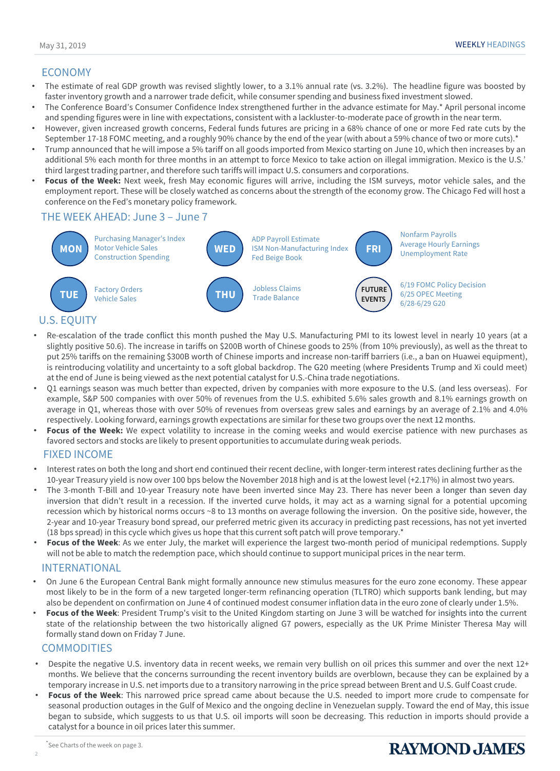## ECONOMY

- The estimate of real GDP growth was revised slightly lower, to a 3.1% annual rate (vs. 3.2%). The headline figure was boosted by faster inventory growth and a narrower trade deficit, while consumer spending and business fixed investment slowed.
- The Conference Board's Consumer Confidence Index strengthened further in the advance estimate for May.* April personal income and spending figures were in line with expectations, consistent with a lackluster-to-moderate pace of growth in the near term.
- However, given increased growth concerns, Federal funds futures are pricing in a 68% chance of one or more Fed rate cuts by the September 17-18 FOMC meeting, and a roughly 90% chance by the end of the year (with about a 59% chance of two or more cuts).*
- Trump announced that he will impose a 5% tariff on all goods imported from Mexico starting on June 10, which then increases by an additional 5% each month for three months in an attempt to force Mexico to take action on illegal immigration. Mexico is the U.S.' third largest trading partner, and therefore such tariffs will impact U.S. consumers and corporations.
- **Focus of the Week:** Next week, fresh May economic figures will arrive, including the ISM surveys, motor vehicle sales, and the employment report. These will be closely watched as concerns about the strength of the economy grow. The Chicago Fed will host a conference on the Fed's monetary policy framework.

## THE WEEK AHEAD: June 3 – June 7

**MON**
- Purchasing Manager's Index
- Motor Vehicle Sales
- Construction Spending

**TUE**
- Factory Orders
- Vehicle Sales

**WED**
- ADP Payroll Estimate
- ISM Non-Manufacturing Index
- Fed Beige Book

**THU**
- Jobless Claims
- Trade Balance

**FRI**
- Nonfarm Payrolls
- Average Hourly Earnings
- Unemployment Rate

**FUTURE EVENTS**
- 6/19 FOMC Policy Decision
- 6/25 OPEC Meeting
- 6/28-6/29 G20

## U.S. EQUITY

- Re-escalation of the trade conflict this month pushed the May U.S. Manufacturing PMI to its lowest level in nearly 10 years (at a slightly positive 50.6). The increase in tariffs on $200B worth of Chinese goods to 25% (from 10% previously), as well as the threat to put 25% tariffs on the remaining $300B worth of Chinese imports and increase non-tariff barriers (i.e., a ban on Huawei equipment), is reintroducing volatility and uncertainty to a soft global backdrop. The G20 meeting (where Presidents Trump and Xi could meet) at the end of June is being viewed as the next potential catalyst for U.S.-China trade negotiations.
- Q1 earnings season was much better than expected, driven by companies with more exposure to the U.S. (and less overseas). For example, S&P 500 companies with over 50% of revenues from the U.S. exhibited 5.6% sales growth and 8.1% earnings growth on average in Q1, whereas those with over 50% of revenues from overseas grew sales and earnings by an average of 2.1% and 4.0% respectively. Looking forward, earnings growth expectations are similar for these two groups over the next 12 months.
- **Focus of the Week:** We expect volatility to increase in the coming weeks and would exercise patience with new purchases as favored sectors and stocks are likely to present opportunities to accumulate during weak periods.

## FIXED INCOME

- Interest rates on both the long and short end continued their recent decline, with longer-term interest rates declining further as the 10-year Treasury yield is now over 100 bps below the November 2018 high and is at the lowest level (+2.17%) in almost two years.
- The 3-month T-Bill and 10-year Treasury note have been inverted since May 23. There has never been a longer than seven day inversion that didn't result in a recession. If the inverted curve holds, it may act as a warning signal for a potential upcoming recession which by historical norms occurs ~8 to 13 months on average following the inversion. On the positive side, however, the 2-year and 10-year Treasury bond spread, our preferred metric given its accuracy in predicting past recessions, has not yet inverted (18 bps spread) in this cycle which gives us hope that this current soft patch will prove temporary.*
- **Focus of the Week**: As we enter July, the market will experience the largest two-month period of municipal redemptions. Supply will not be able to match the redemption pace, which should continue to support municipal prices in the near term.

## INTERNATIONAL

- On June 6 the European Central Bank might formally announce new stimulus measures for the euro zone economy. These appear most likely to be in the form of a new targeted longer-term refinancing operation (TLTRO) which supports bank lending, but may also be dependent on confirmation on June 4 of continued modest consumer inflation data in the euro zone of clearly under 1.5%.
- **Focus of the Week**: President Trump's visit to the United Kingdom starting on June 3 will be watched for insights into the current state of the relationship between the two historically aligned G7 powers, especially as the UK Prime Minister Theresa May will formally stand down on Friday 7 June.

## COMMODITIES

- Despite the negative U.S. inventory data in recent weeks, we remain very bullish on oil prices this summer and over the next 12+ months. We believe that the concerns surrounding the recent inventory builds are overblown, because they can be explained by a temporary increase in U.S. net imports due to a transitory narrowing in the price spread between Brent and U.S. Gulf Coast crude.
- **Focus of the Week**: This narrowed price spread came about because the U.S. needed to import more crude to compensate for seasonal production outages in the Gulf of Mexico and the ongoing decline in Venezuelan supply. Toward the end of May, this issue began to subside, which suggests to us that U.S. oil imports will soon be decreasing. This reduction in imports should provide a catalyst for a bounce in oil prices later this summer.

*See Charts of the week on page 3.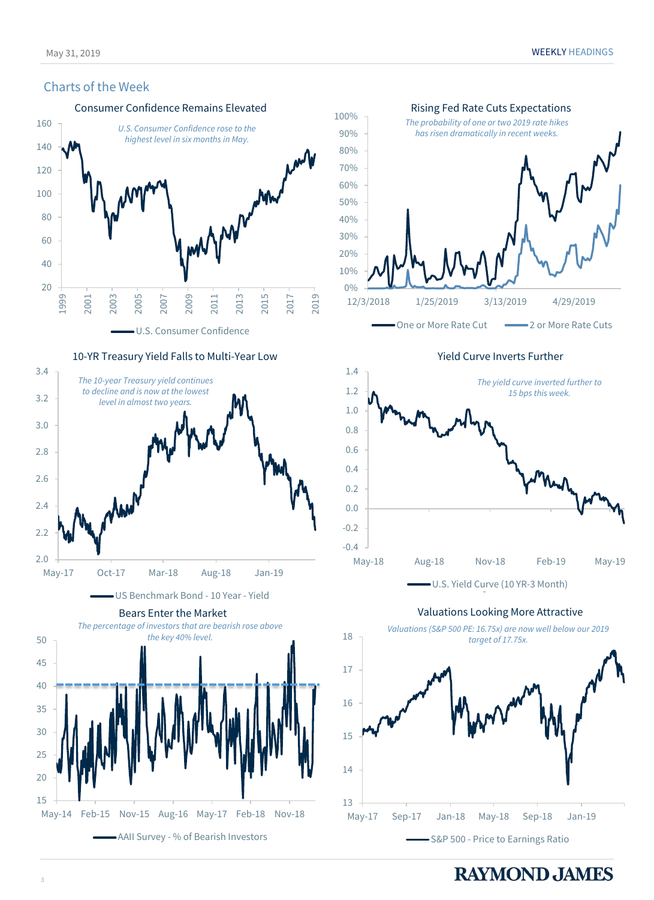## Charts of the Week

### Consumer Confidence Remains Elevated

*U.S. Consumer Confidence rose to the highest level in six months in May.*

U.S. Consumer Confidence

### Rising Fed Rate Cuts Expectations

*The probability of one or two 2019 rate hikes has risen dramatically in recent weeks.*

One or More Rate Cut | 2 or More Rate Cuts

### 10-YR Treasury Yield Falls to Multi-Year Low

*The 10-year Treasury yield continues to decline and is now at the lowest level in almost two years.*

US Benchmark Bond - 10 Year - Yield

### Yield Curve Inverts Further

*The yield curve inverted further to 15 bps this week.*

U.S. Yield Curve (10 YR-3 Month)

### Bears Enter the Market

*The percentage of investors that are bearish rose above the key 40% level.*

AAII Survey - % of Bearish Investors

### Valuations Looking More Attractive

*Valuations (S&P 500 PE: 16.75x) are now well below our 2019 target of 17.75x.*

S&P 500 - Price to Earnings Ratio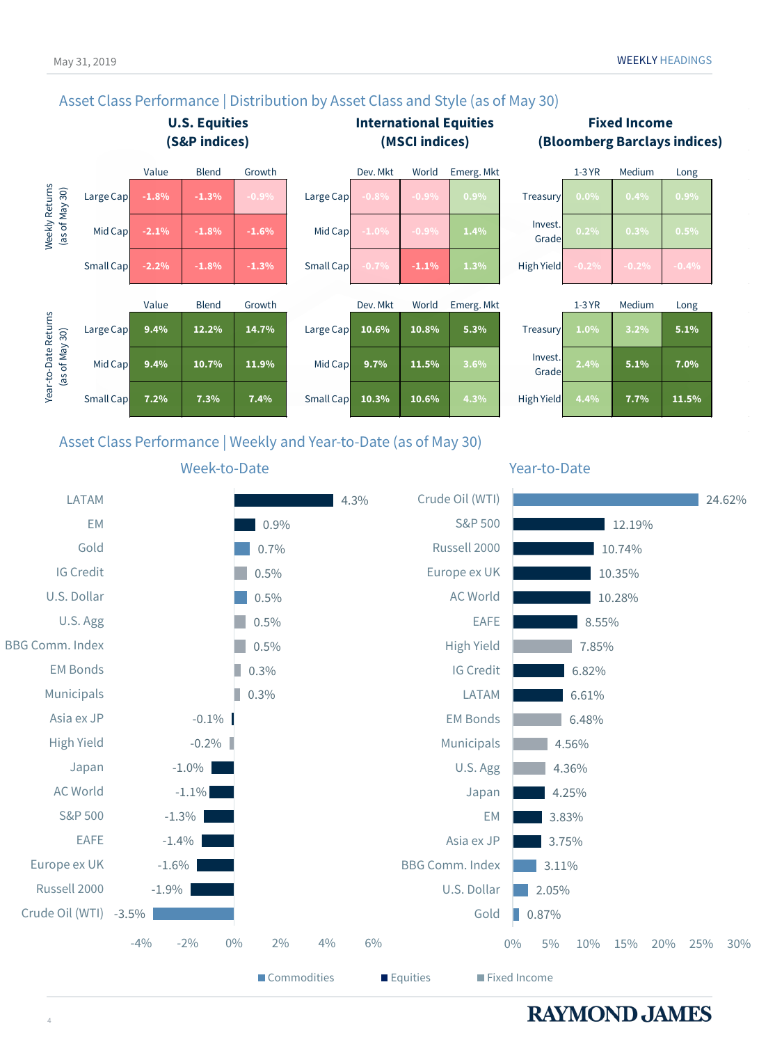## Asset Class Performance | Distribution by Asset Class and Style (as of May 30)

### Weekly Returns (as of May 30)

**U.S. Equities (S&P indices)**

| | Value | Blend | Growth |
|---|---|---|---|
| Large Cap | -1.8% | -1.3% | -0.9% |
| Mid Cap | -2.1% | -1.8% | -1.6% |
| Small Cap | -2.2% | -1.8% | -1.3% |

**International Equities (MSCI indices)**

| | Dev. Mkt | World | Emerg. Mkt |
|---|---|---|---|
| Large Cap | -0.8% | -0.9% | 0.9% |
| Mid Cap | -1.0% | -0.9% | 1.4% |
| Small Cap | -0.7% | -1.1% | 1.3% |

**Fixed Income (Bloomberg Barclays indices)**

| | 1-3 YR | Medium | Long |
|---|---|---|---|
| Treasury | 0.0% | 0.4% | 0.9% |
| Invest. Grade | 0.2% | 0.3% | 0.5% |
| High Yield | -0.2% | -0.2% | -0.4% |

### Year-to-Date Returns (as of May 30)

**U.S. Equities (S&P indices)**

| | Value | Blend | Growth |
|---|---|---|---|
| Large Cap | 9.4% | 12.2% | 14.7% |
| Mid Cap | 9.4% | 10.7% | 11.9% |
| Small Cap | 7.2% | 7.3% | 7.4% |

**International Equities (MSCI indices)**

| | Dev. Mkt | World | Emerg. Mkt |
|---|---|---|---|
| Large Cap | 10.6% | 10.8% | 5.3% |
| Mid Cap | 9.7% | 11.5% | 3.6% |
| Small Cap | 10.3% | 10.6% | 4.3% |

**Fixed Income (Bloomberg Barclays indices)**

| | 1-3 YR | Medium | Long |
|---|---|---|---|
| Treasury | 1.0% | 3.2% | 5.1% |
| Invest. Grade | 2.4% | 5.1% | 7.0% |
| High Yield | 4.4% | 7.7% | 11.5% |

## Asset Class Performance | Weekly and Year-to-Date (as of May 30)

### Week-to-Date

| Asset | Return |
|---|---|
| LATAM | 4.3% |
| EM | 0.9% |
| Gold | 0.7% |
| IG Credit | 0.5% |
| U.S. Dollar | 0.5% |
| U.S. Agg | 0.5% |
| BBG Comm. Index | 0.5% |
| EM Bonds | 0.3% |
| Municipals | 0.3% |
| Asia ex JP | -0.1% |
| High Yield | -0.2% |
| Japan | -1.0% |
| AC World | -1.1% |
| S&P 500 | -1.3% |
| EAFE | -1.4% |
| Europe ex UK | -1.6% |
| Russell 2000 | -1.9% |
| Crude Oil (WTI) | -3.5% |

### Year-to-Date

| Asset | Return |
|---|---|
| Crude Oil (WTI) | 24.62% |
| S&P 500 | 12.19% |
| Russell 2000 | 10.74% |
| Europe ex UK | 10.35% |
| AC World | 10.28% |
| EAFE | 8.55% |
| High Yield | 7.85% |
| IG Credit | 6.82% |
| LATAM | 6.61% |
| EM Bonds | 6.48% |
| Municipals | 4.56% |
| U.S. Agg | 4.36% |
| Japan | 4.25% |
| EM | 3.83% |
| Asia ex JP | 3.75% |
| BBG Comm. Index | 3.11% |
| U.S. Dollar | 2.05% |
| Gold | 0.87% |

Commodities ■ Equities ■ Fixed Income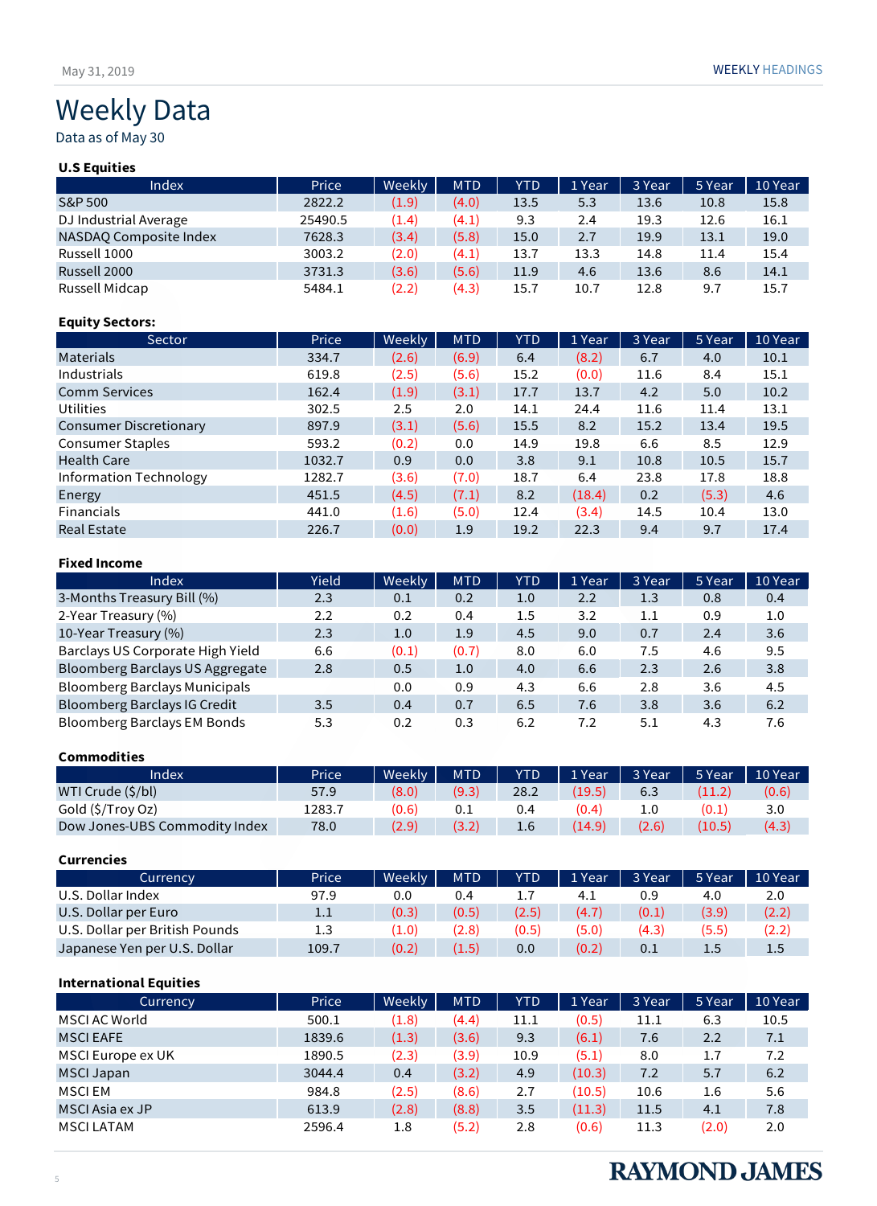# Weekly Data

Data as of May 30

### U.S Equities

| Index | Price | Weekly | MTD | YTD | 1 Year | 3 Year | 5 Year | 10 Year |
|---|---|---|---|---|---|---|---|---|
| S&P 500 | 2822.2 | (1.9) | (4.0) | 13.5 | 5.3 | 13.6 | 10.8 | 15.8 |
| DJ Industrial Average | 25490.5 | (1.4) | (4.1) | 9.3 | 2.4 | 19.3 | 12.6 | 16.1 |
| NASDAQ Composite Index | 7628.3 | (3.4) | (5.8) | 15.0 | 2.7 | 19.9 | 13.1 | 19.0 |
| Russell 1000 | 3003.2 | (2.0) | (4.1) | 13.7 | 13.3 | 14.8 | 11.4 | 15.4 |
| Russell 2000 | 3731.3 | (3.6) | (5.6) | 11.9 | 4.6 | 13.6 | 8.6 | 14.1 |
| Russell Midcap | 5484.1 | (2.2) | (4.3) | 15.7 | 10.7 | 12.8 | 9.7 | 15.7 |

### Equity Sectors:

| Sector | Price | Weekly | MTD | YTD | 1 Year | 3 Year | 5 Year | 10 Year |
|---|---|---|---|---|---|---|---|---|
| Materials | 334.7 | (2.6) | (6.9) | 6.4 | (8.2) | 6.7 | 4.0 | 10.1 |
| Industrials | 619.8 | (2.5) | (5.6) | 15.2 | (0.0) | 11.6 | 8.4 | 15.1 |
| Comm Services | 162.4 | (1.9) | (3.1) | 17.7 | 13.7 | 4.2 | 5.0 | 10.2 |
| Utilities | 302.5 | 2.5 | 2.0 | 14.1 | 24.4 | 11.6 | 11.4 | 13.1 |
| Consumer Discretionary | 897.9 | (3.1) | (5.6) | 15.5 | 8.2 | 15.2 | 13.4 | 19.5 |
| Consumer Staples | 593.2 | (0.2) | 0.0 | 14.9 | 19.8 | 6.6 | 8.5 | 12.9 |
| Health Care | 1032.7 | 0.9 | 0.0 | 3.8 | 9.1 | 10.8 | 10.5 | 15.7 |
| Information Technology | 1282.7 | (3.6) | (7.0) | 18.7 | 6.4 | 23.8 | 17.8 | 18.8 |
| Energy | 451.5 | (4.5) | (7.1) | 8.2 | (18.4) | 0.2 | (5.3) | 4.6 |
| Financials | 441.0 | (1.6) | (5.0) | 12.4 | (3.4) | 14.5 | 10.4 | 13.0 |
| Real Estate | 226.7 | (0.0) | 1.9 | 19.2 | 22.3 | 9.4 | 9.7 | 17.4 |

### Fixed Income

| Index | Yield | Weekly | MTD | YTD | 1 Year | 3 Year | 5 Year | 10 Year |
|---|---|---|---|---|---|---|---|---|
| 3-Months Treasury Bill (%) | 2.3 | 0.1 | 0.2 | 1.0 | 2.2 | 1.3 | 0.8 | 0.4 |
| 2-Year Treasury (%) | 2.2 | 0.2 | 0.4 | 1.5 | 3.2 | 1.1 | 0.9 | 1.0 |
| 10-Year Treasury (%) | 2.3 | 1.0 | 1.9 | 4.5 | 9.0 | 0.7 | 2.4 | 3.6 |
| Barclays US Corporate High Yield | 6.6 | (0.1) | (0.7) | 8.0 | 6.0 | 7.5 | 4.6 | 9.5 |
| Bloomberg Barclays US Aggregate | 2.8 | 0.5 | 1.0 | 4.0 | 6.6 | 2.3 | 2.6 | 3.8 |
| Bloomberg Barclays Municipals | | 0.0 | 0.9 | 4.3 | 6.6 | 2.8 | 3.6 | 4.5 |
| Bloomberg Barclays IG Credit | 3.5 | 0.4 | 0.7 | 6.5 | 7.6 | 3.8 | 3.6 | 6.2 |
| Bloomberg Barclays EM Bonds | 5.3 | 0.2 | 0.3 | 6.2 | 7.2 | 5.1 | 4.3 | 7.6 |

### Commodities

| Index | Price | Weekly | MTD | YTD | 1 Year | 3 Year | 5 Year | 10 Year |
|---|---|---|---|---|---|---|---|---|
| WTI Crude ($/bl) | 57.9 | (8.0) | (9.3) | 28.2 | (19.5) | 6.3 | (11.2) | (0.6) |
| Gold ($/Troy Oz) | 1283.7 | (0.6) | 0.1 | 0.4 | (0.4) | 1.0 | (0.1) | 3.0 |
| Dow Jones-UBS Commodity Index | 78.0 | (2.9) | (3.2) | 1.6 | (14.9) | (2.6) | (10.5) | (4.3) |

### Currencies

| Currency | Price | Weekly | MTD | YTD | 1 Year | 3 Year | 5 Year | 10 Year |
|---|---|---|---|---|---|---|---|---|
| U.S. Dollar Index | 97.9 | 0.0 | 0.4 | 1.7 | 4.1 | 0.9 | 4.0 | 2.0 |
| U.S. Dollar per Euro | 1.1 | (0.3) | (0.5) | (2.5) | (4.7) | (0.1) | (3.9) | (2.2) |
| U.S. Dollar per British Pounds | 1.3 | (1.0) | (2.8) | (0.5) | (5.0) | (4.3) | (5.5) | (2.2) |
| Japanese Yen per U.S. Dollar | 109.7 | (0.2) | (1.5) | 0.0 | (0.2) | 0.1 | 1.5 | 1.5 |

### International Equities

| Currency | Price | Weekly | MTD | YTD | 1 Year | 3 Year | 5 Year | 10 Year |
|---|---|---|---|---|---|---|---|---|
| MSCI AC World | 500.1 | (1.8) | (4.4) | 11.1 | (0.5) | 11.1 | 6.3 | 10.5 |
| MSCI EAFE | 1839.6 | (1.3) | (3.6) | 9.3 | (6.1) | 7.6 | 2.2 | 7.1 |
| MSCI Europe ex UK | 1890.5 | (2.3) | (3.9) | 10.9 | (5.1) | 8.0 | 1.7 | 7.2 |
| MSCI Japan | 3044.4 | 0.4 | (3.2) | 4.9 | (10.3) | 7.2 | 5.7 | 6.2 |
| MSCI EM | 984.8 | (2.5) | (8.6) | 2.7 | (10.5) | 10.6 | 1.6 | 5.6 |
| MSCI Asia ex JP | 613.9 | (2.8) | (8.8) | 3.5 | (11.3) | 11.5 | 4.1 | 7.8 |
| MSCI LATAM | 2596.4 | 1.8 | (5.2) | 2.8 | (0.6) | 11.3 | (2.0) | 2.0 |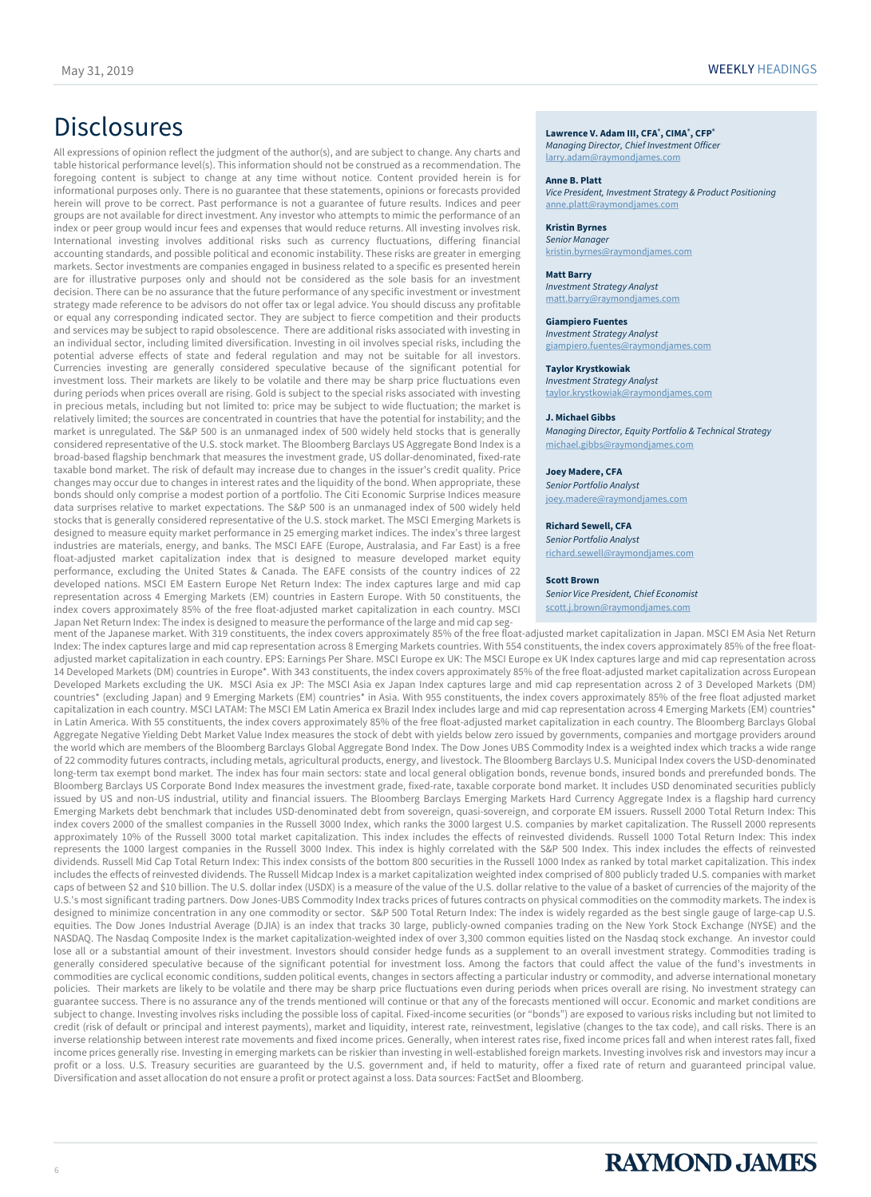# Disclosures

All expressions of opinion reflect the judgment of the author(s), and are subject to change. Any charts and table historical performance level(s). This information should not be construed as a recommendation. The foregoing content is subject to change at any time without notice. Content provided herein is for informational purposes only. There is no guarantee that these statements, opinions or forecasts provided herein will prove to be correct. Past performance is not a guarantee of future results. Indices and peer groups are not available for direct investment. Any investor who attempts to mimic the performance of an index or peer group would incur fees and expenses that would reduce returns. All investing involves risk. International investing involves additional risks such as currency fluctuations, differing financial accounting standards, and possible political and economic instability. These risks are greater in emerging markets. Sector investments are companies engaged in business related to a specific es presented herein are for illustrative purposes only and should not be considered as the sole basis for an investment decision. There can be no assurance that the future performance of any specific investment or investment strategy made reference to be advisors do not offer tax or legal advice. You should discuss any profitable or equal any corresponding indicated sector. They are subject to fierce competition and their products and services may be subject to rapid obsolescence. There are additional risks associated with investing in an individual sector, including limited diversification. Investing in oil involves special risks, including the potential adverse effects of state and federal regulation and may not be suitable for all investors. Currencies investing are generally considered speculative because of the significant potential for investment loss. Their markets are likely to be volatile and there may be sharp price fluctuations even during periods when prices overall are rising. Gold is subject to the special risks associated with investing in precious metals, including but not limited to: price may be subject to wide fluctuation; the market is relatively limited; the sources are concentrated in countries that have the potential for instability; and the market is unregulated. The S&P 500 is an unmanaged index of 500 widely held stocks that is generally considered representative of the U.S. stock market. The Bloomberg Barclays US Aggregate Bond Index is a broad-based flagship benchmark that measures the investment grade, US dollar-denominated, fixed-rate taxable bond market. The risk of default may increase due to changes in the issuer's credit quality. Price changes may occur due to changes in interest rates and the liquidity of the bond. When appropriate, these bonds should only comprise a modest portion of a portfolio. The Citi Economic Surprise Indices measure data surprises relative to market expectations. The S&P 500 is an unmanaged index of 500 widely held stocks that is generally considered representative of the U.S. stock market. The MSCI Emerging Markets is designed to measure equity market performance in 25 emerging market indices. The index's three largest industries are materials, energy, and banks. The MSCI EAFE (Europe, Australasia, and Far East) is a free float-adjusted market capitalization index that is designed to measure developed market equity performance, excluding the United States & Canada. The EAFE consists of the country indices of 22 developed nations. MSCI EM Eastern Europe Net Return Index: The index captures large and mid cap representation across 4 Emerging Markets (EM) countries in Eastern Europe. With 50 constituents, the index covers approximately 85% of the free float-adjusted market capitalization in each country. MSCI Japan Net Return Index: The index is designed to measure the performance of the large and mid cap segment of the Japanese market. With 319 constituents, the index covers approximately 85% of the free float-adjusted market capitalization in Japan. MSCI EM Asia Net Return Index: The index captures large and mid cap representation across 8 Emerging Markets countries. With 554 constituents, the index covers approximately 85% of the free float-adjusted market capitalization in each country. EPS: Earnings Per Share. MSCI Europe ex UK: The MSCI Europe ex UK Index captures large and mid cap representation across 14 Developed Markets (DM) countries in Europe*. With 343 constituents, the index covers approximately 85% of the free float-adjusted market capitalization across European Developed Markets excluding the UK. MSCI Asia ex JP: The MSCI Asia ex Japan Index captures large and mid cap representation across 2 of 3 Developed Markets (DM) countries* (excluding Japan) and 9 Emerging Markets (EM) countries* in Asia. With 955 constituents, the index covers approximately 85% of the free float adjusted market capitalization in each country. MSCI LATAM: The MSCI EM Latin America ex Brazil Index includes large and mid cap representation across 4 Emerging Markets (EM) countries* in Latin America. With 55 constituents, the index covers approximately 85% of the free float-adjusted market capitalization in each country. The Bloomberg Barclays Global Aggregate Negative Yielding Debt Market Value Index measures the stock of debt with yields below zero issued by governments, companies and mortgage providers around the world which are members of the Bloomberg Barclays Global Aggregate Bond Index. The Dow Jones UBS Commodity Index is a weighted index which tracks a wide range of 22 commodity futures contracts, including metals, agricultural products, energy, and livestock. The Bloomberg Barclays U.S. Municipal Index covers the USD-denominated long-term tax exempt bond market. The index has four main sectors: state and local general obligation bonds, revenue bonds, insured bonds and prerefunded bonds. The Bloomberg Barclays US Corporate Bond Index measures the investment grade, fixed-rate, taxable corporate bond market. It includes USD denominated securities publicly issued by US and non-US industrial, utility and financial issuers. The Bloomberg Barclays Emerging Markets Hard Currency Aggregate Index is a flagship hard currency Emerging Markets debt benchmark that includes USD-denominated debt from sovereign, quasi-sovereign, and corporate EM issuers. Russell 2000 Total Return Index: This index covers 2000 of the smallest companies in the Russell 3000 Index, which ranks the 3000 largest U.S. companies by market capitalization. The Russell 2000 represents approximately 10% of the Russell 3000 total market capitalization. This index includes the effects of reinvested dividends. Russell 1000 Total Return Index: This index represents the 1000 largest companies in the Russell 3000 Index. This index is highly correlated with the S&P 500 Index. This index includes the effects of reinvested dividends. Russell Mid Cap Total Return Index: This index consists of the bottom 800 securities in the Russell 1000 Index as ranked by total market capitalization. This index includes the effects of reinvested dividends. The Russell Midcap Index is a market capitalization weighted index comprised of 800 publicly traded U.S. companies with market caps of between $2 and $10 billion. The U.S. dollar index (USDX) is a measure of the value of the U.S. dollar relative to the value of a basket of currencies of the majority of the U.S.'s most significant trading partners. Dow Jones-UBS Commodity Index tracks prices of futures contracts on physical commodities on the commodity markets. The index is designed to minimize concentration in any one commodity or sector. S&P 500 Total Return Index: The index is widely regarded as the best single gauge of large-cap U.S. equities. The Dow Jones Industrial Average (DJIA) is an index that tracks 30 large, publicly-owned companies trading on the New York Stock Exchange (NYSE) and the NASDAQ. The Nasdaq Composite Index is the market capitalization-weighted index of over 3,300 common equities listed on the Nasdaq stock exchange. An investor could lose all or a substantial amount of their investment. Investors should consider hedge funds as a supplement to an overall investment strategy. Commodities trading is generally considered speculative because of the significant potential for investment loss. Among the factors that could affect the value of the fund's investments in commodities are cyclical economic conditions, sudden political events, changes in sectors affecting a particular industry or commodity, and adverse international monetary policies. Their markets are likely to be volatile and there may be sharp price fluctuations even during periods when prices overall are rising. No investment strategy can guarantee success. There is no assurance any of the trends mentioned will continue or that any of the forecasts mentioned will occur. Economic and market conditions are subject to change. Investing involves risk including the possible loss of capital. Fixed-income securities (or "bonds") are exposed to various risks including but not limited to credit (risk of default or principal and interest payments), market and liquidity, interest rate, reinvestment, legislative (changes to the tax code), and call risks. There is an inverse relationship between interest rate movements and fixed income prices. Generally, when interest rates rise, fixed income prices fall and when interest rates fall, fixed income prices generally rise. Investing in emerging markets can be riskier than investing in well-established foreign markets. Investing involves risk and investors may incur a profit or a loss. U.S. Treasury securities are guaranteed by the U.S. government and, if held to maturity, offer a fixed rate of return and guaranteed principal value. Diversification and asset allocation do not ensure a profit or protect against a loss. Data sources: FactSet and Bloomberg.

**Lawrence V. Adam III, CFA®, CIMA®, CFP®**
*Managing Director, Chief Investment Officer*
larry.adam@raymondjames.com

**Anne B. Platt**
*Vice President, Investment Strategy & Product Positioning*
anne.platt@raymondjames.com

**Kristin Byrnes**
*Senior Manager*
kristin.byrnes@raymondjames.com

**Matt Barry**
*Investment Strategy Analyst*
matt.barry@raymondjames.com

**Giampiero Fuentes**
*Investment Strategy Analyst*
giampiero.fuentes@raymondjames.com

**Taylor Krystkowiak**
*Investment Strategy Analyst*
taylor.krystkowiak@raymondjames.com

**J. Michael Gibbs**
*Managing Director, Equity Portfolio & Technical Strategy*
michael.gibbs@raymondjames.com

**Joey Madere, CFA**
*Senior Portfolio Analyst*
joey.madere@raymondjames.com

**Richard Sewell, CFA**
*Senior Portfolio Analyst*
richard.sewell@raymondjames.com

**Scott Brown**
*Senior Vice President, Chief Economist*
scott.j.brown@raymondjames.com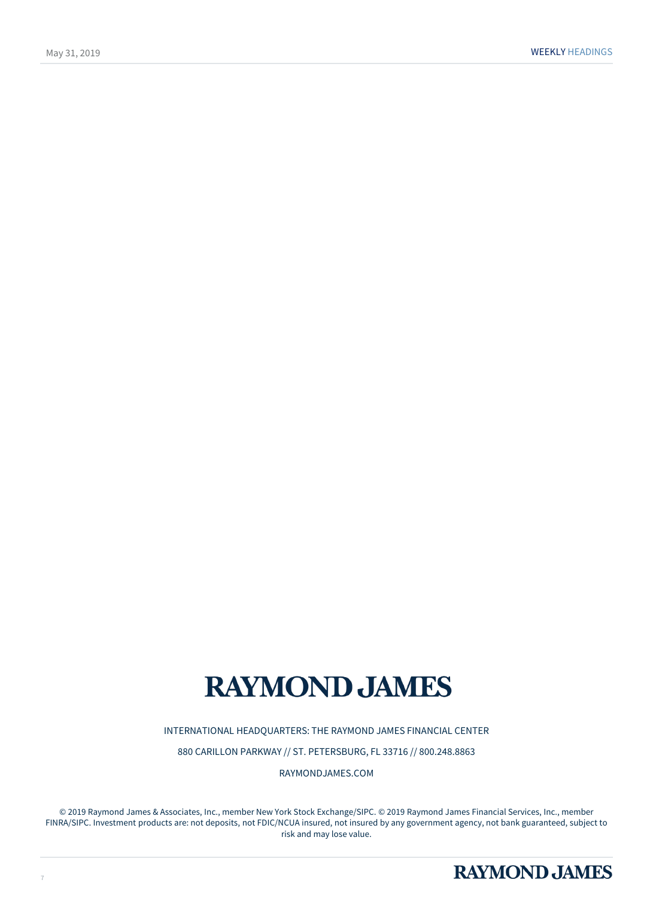# RAYMOND JAMES

INTERNATIONAL HEADQUARTERS: THE RAYMOND JAMES FINANCIAL CENTER

880 CARILLON PARKWAY // ST. PETERSBURG, FL 33716 // 800.248.8863

RAYMONDJAMES.COM

© 2019 Raymond James & Associates, Inc., member New York Stock Exchange/SIPC. © 2019 Raymond James Financial Services, Inc., member FINRA/SIPC. Investment products are: not deposits, not FDIC/NCUA insured, not insured by any government agency, not bank guaranteed, subject to risk and may lose value.